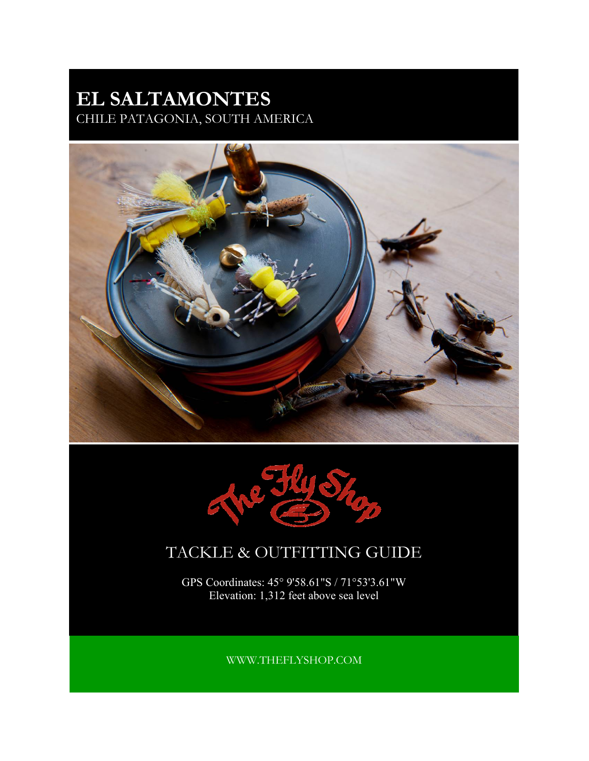# EL SALTAMONTES

CHILE PATAGONIA, SOUTH AMERICA

The Fly Shop

## TACKLE & OUTFITTING GUIDE

GPS Coordinates: 45° 9'58.61"S / 71°53'3.61"W
Elevation: 1,312 feet above sea level

WWW.THEFLYSHOP.COM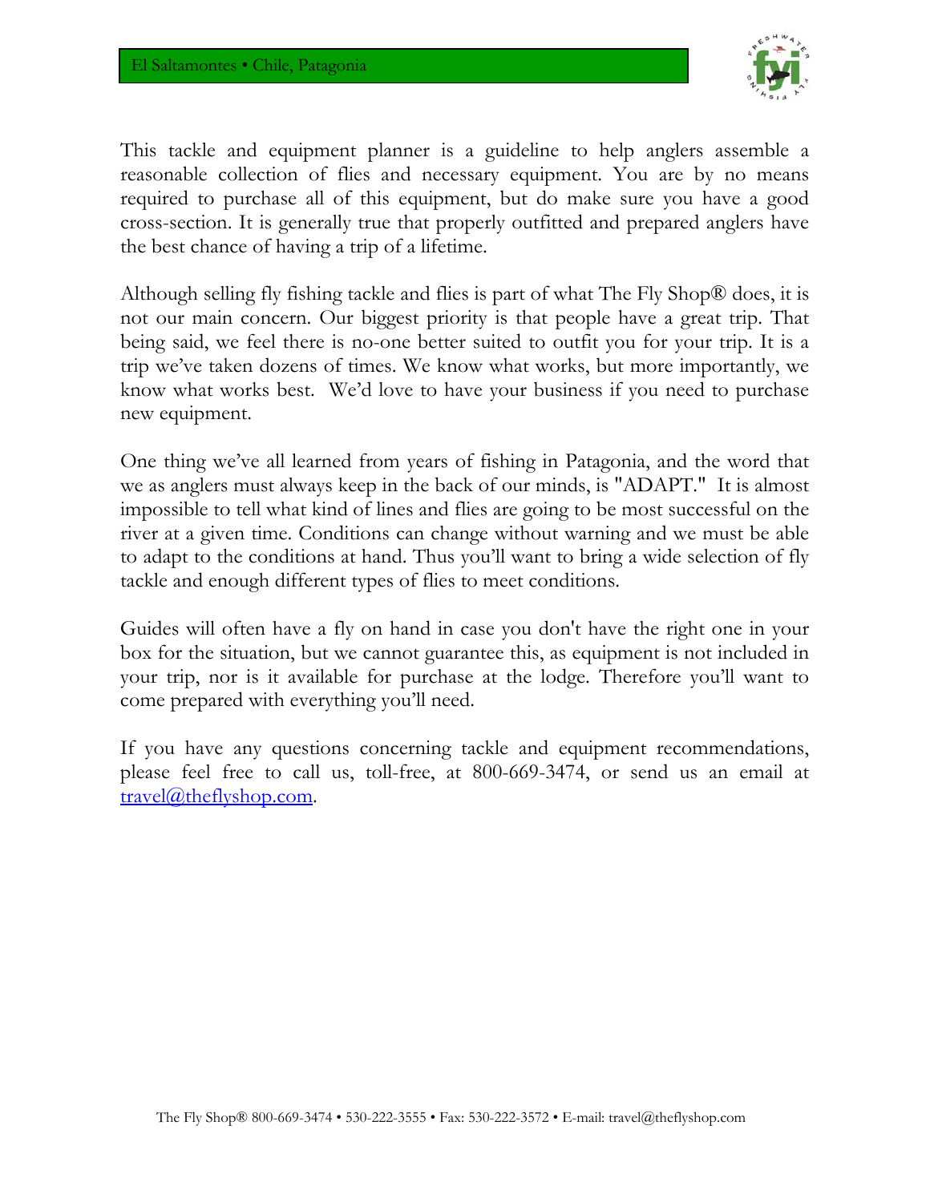This tackle and equipment planner is a guideline to help anglers assemble a reasonable collection of flies and necessary equipment. You are by no means required to purchase all of this equipment, but do make sure you have a good cross-section. It is generally true that properly outfitted and prepared anglers have the best chance of having a trip of a lifetime.

Although selling fly fishing tackle and flies is part of what The Fly Shop® does, it is not our main concern. Our biggest priority is that people have a great trip. That being said, we feel there is no-one better suited to outfit you for your trip. It is a trip we've taken dozens of times. We know what works, but more importantly, we know what works best. We'd love to have your business if you need to purchase new equipment.

One thing we've all learned from years of fishing in Patagonia, and the word that we as anglers must always keep in the back of our minds, is "ADAPT." It is almost impossible to tell what kind of lines and flies are going to be most successful on the river at a given time. Conditions can change without warning and we must be able to adapt to the conditions at hand. Thus you'll want to bring a wide selection of fly tackle and enough different types of flies to meet conditions.

Guides will often have a fly on hand in case you don't have the right one in your box for the situation, but we cannot guarantee this, as equipment is not included in your trip, nor is it available for purchase at the lodge. Therefore you'll want to come prepared with everything you'll need.

If you have any questions concerning tackle and equipment recommendations, please feel free to call us, toll-free, at 800-669-3474, or send us an email at [travel@theflyshop.com](mailto:travel@theflyshop.com).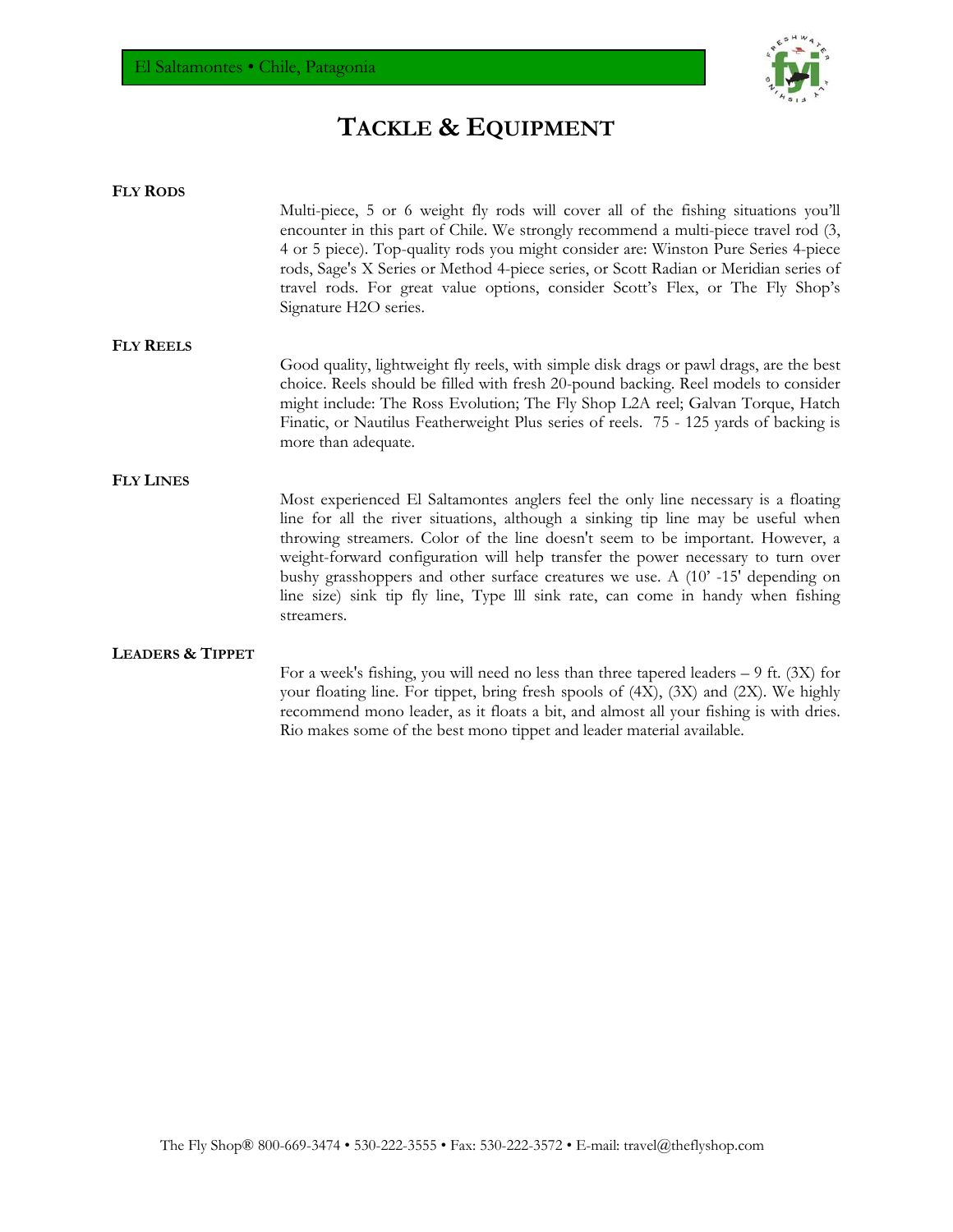# TACKLE & EQUIPMENT

**FLY RODS**

Multi-piece, 5 or 6 weight fly rods will cover all of the fishing situations you'll encounter in this part of Chile. We strongly recommend a multi-piece travel rod (3, 4 or 5 piece). Top-quality rods you might consider are: Winston Pure Series 4-piece rods, Sage's X Series or Method 4-piece series, or Scott Radian or Meridian series of travel rods. For great value options, consider Scott's Flex, or The Fly Shop's Signature H2O series.

**FLY REELS**

Good quality, lightweight fly reels, with simple disk drags or pawl drags, are the best choice. Reels should be filled with fresh 20-pound backing. Reel models to consider might include: The Ross Evolution; The Fly Shop L2A reel; Galvan Torque, Hatch Finatic, or Nautilus Featherweight Plus series of reels. 75 - 125 yards of backing is more than adequate.

**FLY LINES**

Most experienced El Saltamontes anglers feel the only line necessary is a floating line for all the river situations, although a sinking tip line may be useful when throwing streamers. Color of the line doesn't seem to be important. However, a weight-forward configuration will help transfer the power necessary to turn over bushy grasshoppers and other surface creatures we use. A (10' -15' depending on line size) sink tip fly line, Type lll sink rate, can come in handy when fishing streamers.

**LEADERS & TIPPET**

For a week's fishing, you will need no less than three tapered leaders – 9 ft. (3X) for your floating line. For tippet, bring fresh spools of (4X), (3X) and (2X). We highly recommend mono leader, as it floats a bit, and almost all your fishing is with dries. Rio makes some of the best mono tippet and leader material available.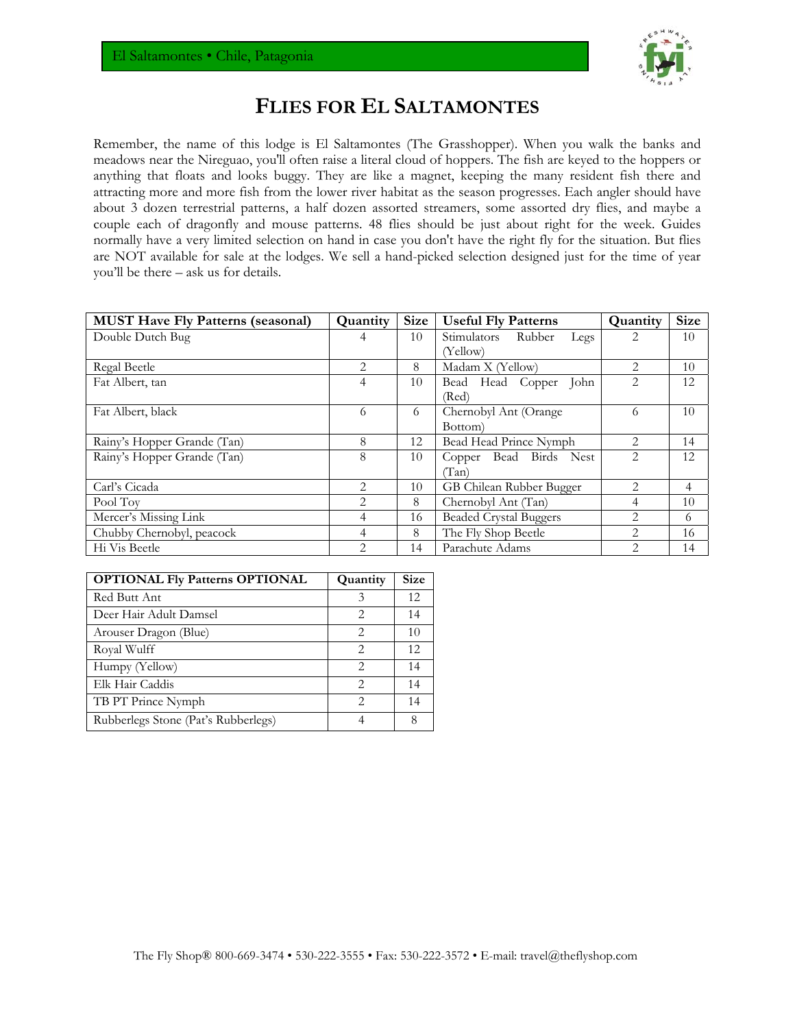# FLIES FOR EL SALTAMONTES

Remember, the name of this lodge is El Saltamontes (The Grasshopper). When you walk the banks and meadows near the Nireguao, you'll often raise a literal cloud of hoppers. The fish are keyed to the hoppers or anything that floats and looks buggy. They are like a magnet, keeping the many resident fish there and attracting more and more fish from the lower river habitat as the season progresses. Each angler should have about 3 dozen terrestrial patterns, a half dozen assorted streamers, some assorted dry flies, and maybe a couple each of dragonfly and mouse patterns. 48 flies should be just about right for the week. Guides normally have a very limited selection on hand in case you don't have the right fly for the situation. But flies are NOT available for sale at the lodges. We sell a hand-picked selection designed just for the time of year you'll be there – ask us for details.

| MUST Have Fly Patterns (seasonal) | Quantity | Size | Useful Fly Patterns | Quantity | Size |
|---|---|---|---|---|---|
| Double Dutch Bug | 4 | 10 | Stimulators Rubber Legs (Yellow) | 2 | 10 |
| Regal Beetle | 2 | 8 | Madam X (Yellow) | 2 | 10 |
| Fat Albert, tan | 4 | 10 | Bead Head Copper John (Red) | 2 | 12 |
| Fat Albert, black | 6 | 6 | Chernobyl Ant (Orange Bottom) | 6 | 10 |
| Rainy's Hopper Grande (Tan) | 8 | 12 | Bead Head Prince Nymph | 2 | 14 |
| Rainy's Hopper Grande (Tan) | 8 | 10 | Copper Bead Birds Nest (Tan) | 2 | 12 |
| Carl's Cicada | 2 | 10 | GB Chilean Rubber Bugger | 2 | 4 |
| Pool Toy | 2 | 8 | Chernobyl Ant (Tan) | 4 | 10 |
| Mercer's Missing Link | 4 | 16 | Beaded Crystal Buggers | 2 | 6 |
| Chubby Chernobyl, peacock | 4 | 8 | The Fly Shop Beetle | 2 | 16 |
| Hi Vis Beetle | 2 | 14 | Parachute Adams | 2 | 14 |

| OPTIONAL Fly Patterns OPTIONAL | Quantity | Size |
|---|---|---|
| Red Butt Ant | 3 | 12 |
| Deer Hair Adult Damsel | 2 | 14 |
| Arouser Dragon (Blue) | 2 | 10 |
| Royal Wulff | 2 | 12 |
| Humpy (Yellow) | 2 | 14 |
| Elk Hair Caddis | 2 | 14 |
| TB PT Prince Nymph | 2 | 14 |
| Rubberlegs Stone (Pat's Rubberlegs) | 4 | 8 |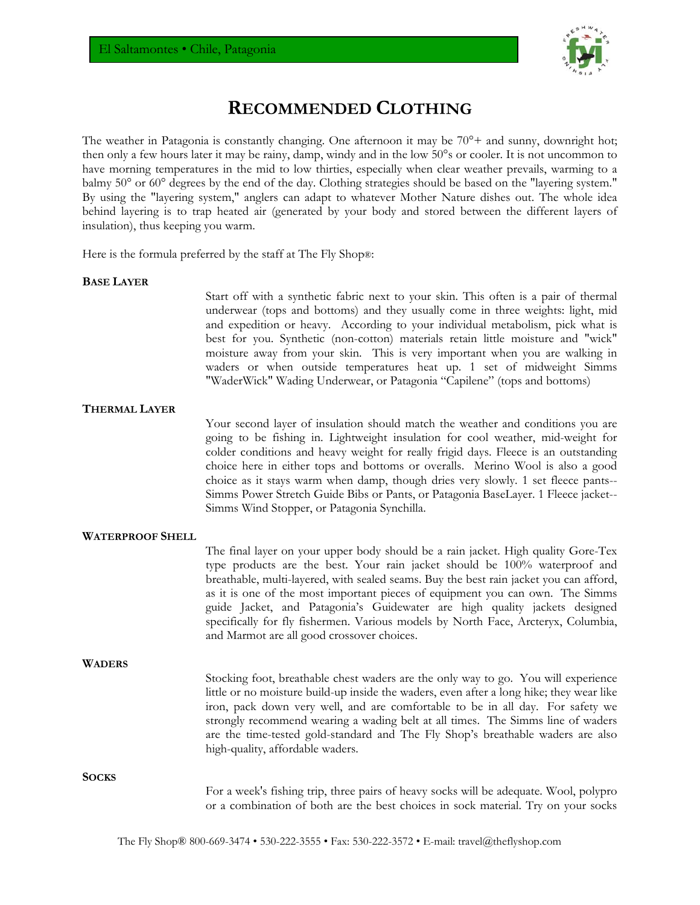# RECOMMENDED CLOTHING

The weather in Patagonia is constantly changing. One afternoon it may be 70°+ and sunny, downright hot; then only a few hours later it may be rainy, damp, windy and in the low 50°s or cooler. It is not uncommon to have morning temperatures in the mid to low thirties, especially when clear weather prevails, warming to a balmy 50° or 60° degrees by the end of the day. Clothing strategies should be based on the "layering system." By using the "layering system," anglers can adapt to whatever Mother Nature dishes out. The whole idea behind layering is to trap heated air (generated by your body and stored between the different layers of insulation), thus keeping you warm.

Here is the formula preferred by the staff at The Fly Shop®:

**BASE LAYER**

Start off with a synthetic fabric next to your skin. This often is a pair of thermal underwear (tops and bottoms) and they usually come in three weights: light, mid and expedition or heavy. According to your individual metabolism, pick what is best for you. Synthetic (non-cotton) materials retain little moisture and "wick" moisture away from your skin. This is very important when you are walking in waders or when outside temperatures heat up. 1 set of midweight Simms "WaderWick" Wading Underwear, or Patagonia "Capilene" (tops and bottoms)

**THERMAL LAYER**

Your second layer of insulation should match the weather and conditions you are going to be fishing in. Lightweight insulation for cool weather, mid-weight for colder conditions and heavy weight for really frigid days. Fleece is an outstanding choice here in either tops and bottoms or overalls. Merino Wool is also a good choice as it stays warm when damp, though dries very slowly. 1 set fleece pants--Simms Power Stretch Guide Bibs or Pants, or Patagonia BaseLayer. 1 Fleece jacket--Simms Wind Stopper, or Patagonia Synchilla.

**WATERPROOF SHELL**

The final layer on your upper body should be a rain jacket. High quality Gore-Tex type products are the best. Your rain jacket should be 100% waterproof and breathable, multi-layered, with sealed seams. Buy the best rain jacket you can afford, as it is one of the most important pieces of equipment you can own. The Simms guide Jacket, and Patagonia's Guidewater are high quality jackets designed specifically for fly fishermen. Various models by North Face, Arcteryx, Columbia, and Marmot are all good crossover choices.

**WADERS**

Stocking foot, breathable chest waders are the only way to go. You will experience little or no moisture build-up inside the waders, even after a long hike; they wear like iron, pack down very well, and are comfortable to be in all day. For safety we strongly recommend wearing a wading belt at all times. The Simms line of waders are the time-tested gold-standard and The Fly Shop's breathable waders are also high-quality, affordable waders.

**SOCKS**

For a week's fishing trip, three pairs of heavy socks will be adequate. Wool, polypro or a combination of both are the best choices in sock material. Try on your socks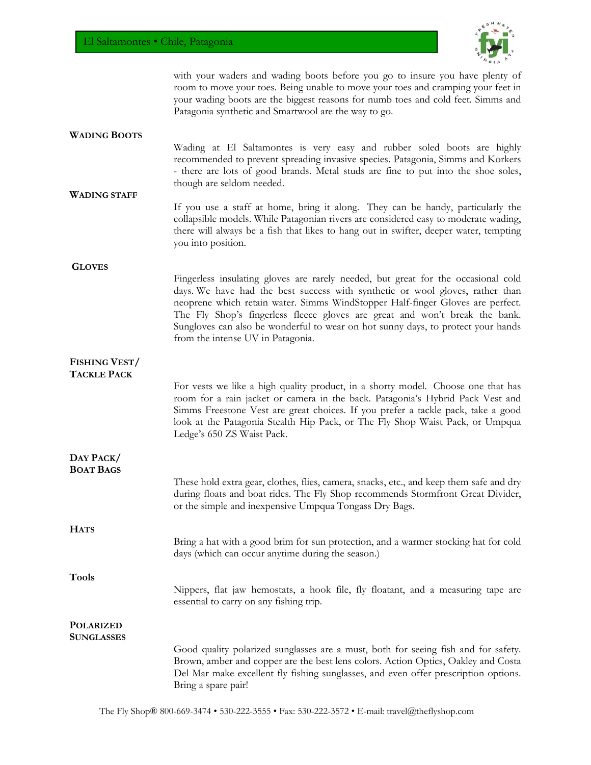with your waders and wading boots before you go to insure you have plenty of room to move your toes. Being unable to move your toes and cramping your feet in your wading boots are the biggest reasons for numb toes and cold feet. Simms and Patagonia synthetic and Smartwool are the way to go.

### WADING BOOTS

Wading at El Saltamontes is very easy and rubber soled boots are highly recommended to prevent spreading invasive species. Patagonia, Simms and Korkers - there are lots of good brands. Metal studs are fine to put into the shoe soles, though are seldom needed.

### WADING STAFF

If you use a staff at home, bring it along. They can be handy, particularly the collapsible models. While Patagonian rivers are considered easy to moderate wading, there will always be a fish that likes to hang out in swifter, deeper water, tempting you into position.

### GLOVES

Fingerless insulating gloves are rarely needed, but great for the occasional cold days. We have had the best success with synthetic or wool gloves, rather than neoprene which retain water. Simms WindStopper Half-finger Gloves are perfect. The Fly Shop's fingerless fleece gloves are great and won't break the bank. Sungloves can also be wonderful to wear on hot sunny days, to protect your hands from the intense UV in Patagonia.

### FISHING VEST/ TACKLE PACK

For vests we like a high quality product, in a shorty model. Choose one that has room for a rain jacket or camera in the back. Patagonia's Hybrid Pack Vest and Simms Freestone Vest are great choices. If you prefer a tackle pack, take a good look at the Patagonia Stealth Hip Pack, or The Fly Shop Waist Pack, or Umpqua Ledge's 650 ZS Waist Pack.

### DAY PACK/ BOAT BAGS

These hold extra gear, clothes, flies, camera, snacks, etc., and keep them safe and dry during floats and boat rides. The Fly Shop recommends Stormfront Great Divider, or the simple and inexpensive Umpqua Tongass Dry Bags.

### HATS

Bring a hat with a good brim for sun protection, and a warmer stocking hat for cold days (which can occur anytime during the season.)

### Tools

Nippers, flat jaw hemostats, a hook file, fly floatant, and a measuring tape are essential to carry on any fishing trip.

### POLARIZED SUNGLASSES

Good quality polarized sunglasses are a must, both for seeing fish and for safety. Brown, amber and copper are the best lens colors. Action Optics, Oakley and Costa Del Mar make excellent fly fishing sunglasses, and even offer prescription options. Bring a spare pair!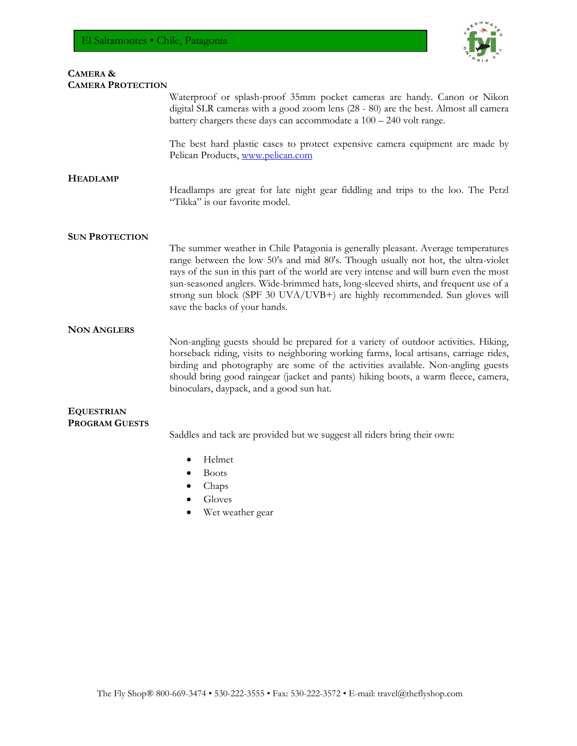### CAMERA & CAMERA PROTECTION

Waterproof or splash-proof 35mm pocket cameras are handy. Canon or Nikon digital SLR cameras with a good zoom lens (28 - 80) are the best. Almost all camera battery chargers these days can accommodate a 100 – 240 volt range.

The best hard plastic cases to protect expensive camera equipment are made by Pelican Products, www.pelican.com

### HEADLAMP

Headlamps are great for late night gear fiddling and trips to the loo. The Petzl "Tikka" is our favorite model.

### SUN PROTECTION

The summer weather in Chile Patagonia is generally pleasant. Average temperatures range between the low 50's and mid 80's. Though usually not hot, the ultra-violet rays of the sun in this part of the world are very intense and will burn even the most sun-seasoned anglers. Wide-brimmed hats, long-sleeved shirts, and frequent use of a strong sun block (SPF 30 UVA/UVB+) are highly recommended. Sun gloves will save the backs of your hands.

### NON ANGLERS

Non-angling guests should be prepared for a variety of outdoor activities. Hiking, horseback riding, visits to neighboring working farms, local artisans, carriage rides, birding and photography are some of the activities available. Non-angling guests should bring good raingear (jacket and pants) hiking boots, a warm fleece, camera, binoculars, daypack, and a good sun hat.

### EQUESTRIAN PROGRAM GUESTS

Saddles and tack are provided but we suggest all riders bring their own:

- Helmet
- Boots
- Chaps
- Gloves
- Wet weather gear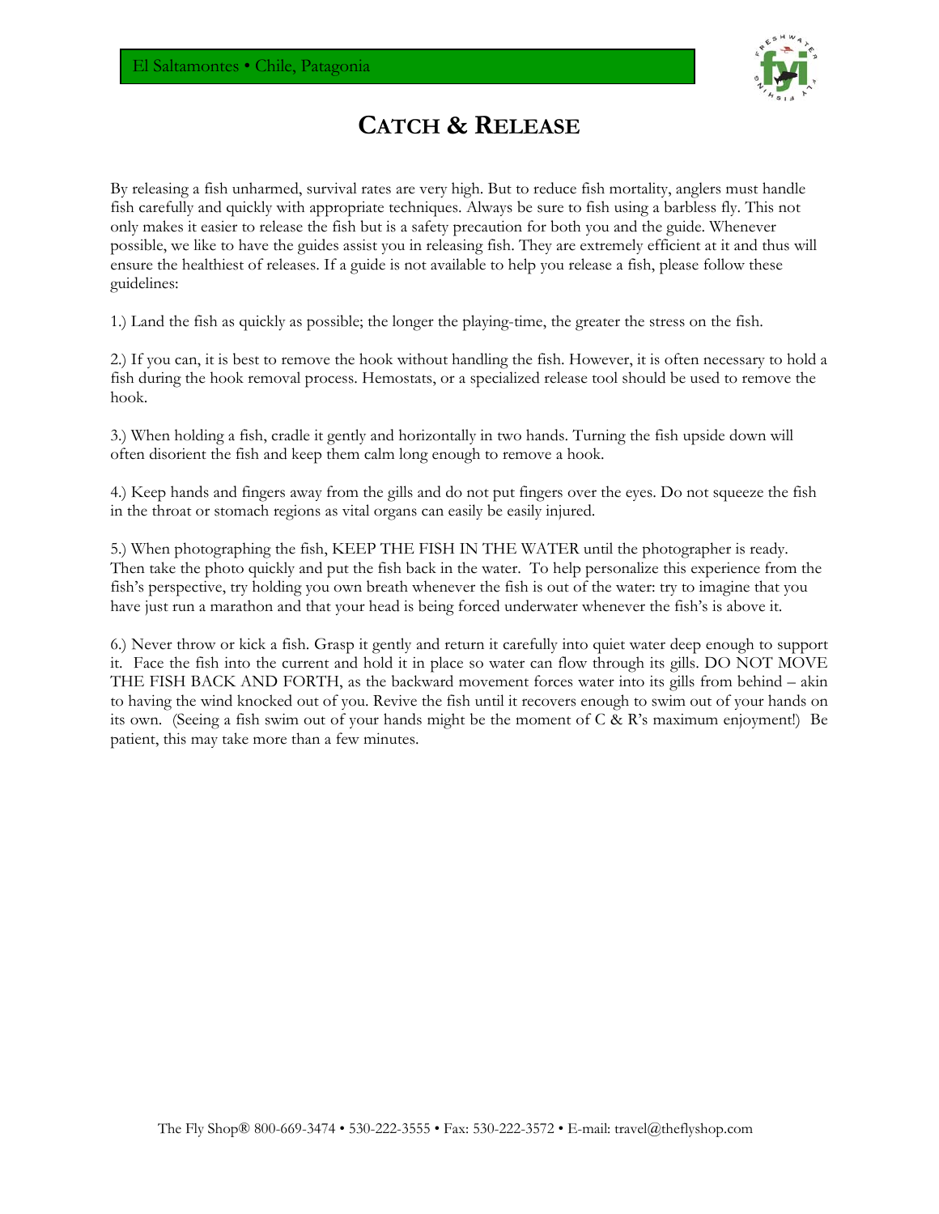# Catch & Release

By releasing a fish unharmed, survival rates are very high. But to reduce fish mortality, anglers must handle fish carefully and quickly with appropriate techniques. Always be sure to fish using a barbless fly. This not only makes it easier to release the fish but is a safety precaution for both you and the guide. Whenever possible, we like to have the guides assist you in releasing fish. They are extremely efficient at it and thus will ensure the healthiest of releases. If a guide is not available to help you release a fish, please follow these guidelines:

1.) Land the fish as quickly as possible; the longer the playing-time, the greater the stress on the fish.

2.) If you can, it is best to remove the hook without handling the fish. However, it is often necessary to hold a fish during the hook removal process. Hemostats, or a specialized release tool should be used to remove the hook.

3.) When holding a fish, cradle it gently and horizontally in two hands. Turning the fish upside down will often disorient the fish and keep them calm long enough to remove a hook.

4.) Keep hands and fingers away from the gills and do not put fingers over the eyes. Do not squeeze the fish in the throat or stomach regions as vital organs can easily be easily injured.

5.) When photographing the fish, KEEP THE FISH IN THE WATER until the photographer is ready. Then take the photo quickly and put the fish back in the water. To help personalize this experience from the fish's perspective, try holding you own breath whenever the fish is out of the water: try to imagine that you have just run a marathon and that your head is being forced underwater whenever the fish's is above it.

6.) Never throw or kick a fish. Grasp it gently and return it carefully into quiet water deep enough to support it. Face the fish into the current and hold it in place so water can flow through its gills. DO NOT MOVE THE FISH BACK AND FORTH, as the backward movement forces water into its gills from behind – akin to having the wind knocked out of you. Revive the fish until it recovers enough to swim out of your hands on its own. (Seeing a fish swim out of your hands might be the moment of C & R's maximum enjoyment!) Be patient, this may take more than a few minutes.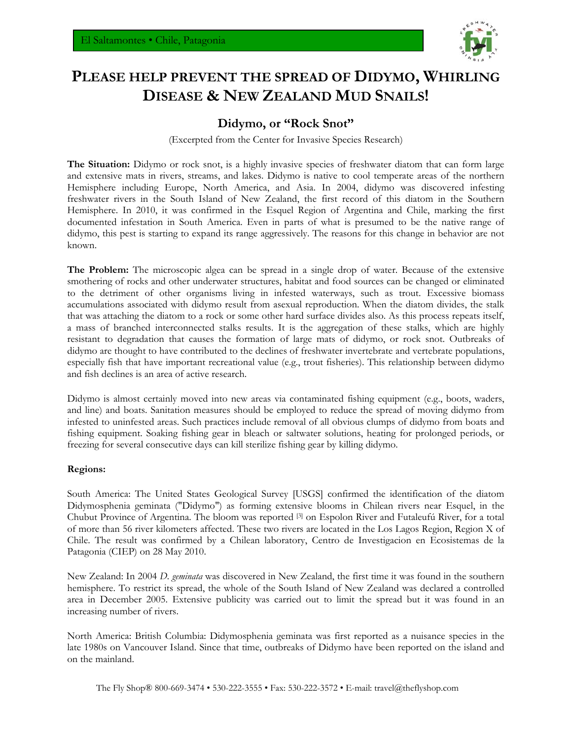# PLEASE HELP PREVENT THE SPREAD OF DIDYMO, WHIRLING DISEASE & NEW ZEALAND MUD SNAILS!

## Didymo, or "Rock Snot"

(Excerpted from the Center for Invasive Species Research)

**The Situation:** Didymo or rock snot, is a highly invasive species of freshwater diatom that can form large and extensive mats in rivers, streams, and lakes. Didymo is native to cool temperate areas of the northern Hemisphere including Europe, North America, and Asia. In 2004, didymo was discovered infesting freshwater rivers in the South Island of New Zealand, the first record of this diatom in the Southern Hemisphere. In 2010, it was confirmed in the Esquel Region of Argentina and Chile, marking the first documented infestation in South America. Even in parts of what is presumed to be the native range of didymo, this pest is starting to expand its range aggressively. The reasons for this change in behavior are not known.

**The Problem:** The microscopic algea can be spread in a single drop of water. Because of the extensive smothering of rocks and other underwater structures, habitat and food sources can be changed or eliminated to the detriment of other organisms living in infested waterways, such as trout. Excessive biomass accumulations associated with didymo result from asexual reproduction. When the diatom divides, the stalk that was attaching the diatom to a rock or some other hard surface divides also. As this process repeats itself, a mass of branched interconnected stalks results. It is the aggregation of these stalks, which are highly resistant to degradation that causes the formation of large mats of didymo, or rock snot. Outbreaks of didymo are thought to have contributed to the declines of freshwater invertebrate and vertebrate populations, especially fish that have important recreational value (e.g., trout fisheries). This relationship between didymo and fish declines is an area of active research.

Didymo is almost certainly moved into new areas via contaminated fishing equipment (e.g., boots, waders, and line) and boats. Sanitation measures should be employed to reduce the spread of moving didymo from infested to uninfested areas. Such practices include removal of all obvious clumps of didymo from boats and fishing equipment. Soaking fishing gear in bleach or saltwater solutions, heating for prolonged periods, or freezing for several consecutive days can kill sterilize fishing gear by killing didymo.

**Regions:**

South America: The United States Geological Survey [USGS] confirmed the identification of the diatom Didymosphenia geminata ("Didymo") as forming extensive blooms in Chilean rivers near Esquel, in the Chubut Province of Argentina. The bloom was reported [3] on Espolon River and Futaleufú River, for a total of more than 56 river kilometers affected. These two rivers are located in the Los Lagos Region, Region X of Chile. The result was confirmed by a Chilean laboratory, Centro de Investigacion en Ecosistemas de la Patagonia (CIEP) on 28 May 2010.

New Zealand: In 2004 *D. geminata* was discovered in New Zealand, the first time it was found in the southern hemisphere. To restrict its spread, the whole of the South Island of New Zealand was declared a controlled area in December 2005. Extensive publicity was carried out to limit the spread but it was found in an increasing number of rivers.

North America: British Columbia: Didymosphenia geminata was first reported as a nuisance species in the late 1980s on Vancouver Island. Since that time, outbreaks of Didymo have been reported on the island and on the mainland.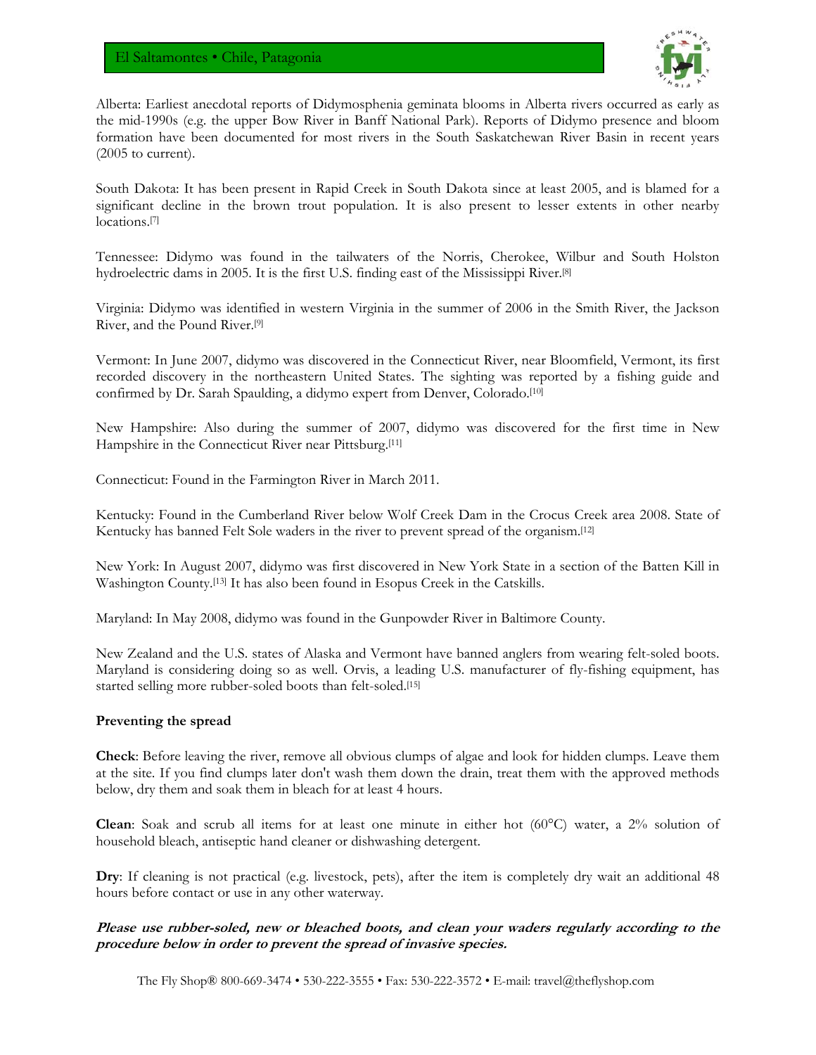Alberta: Earliest anecdotal reports of Didymosphenia geminata blooms in Alberta rivers occurred as early as the mid-1990s (e.g. the upper Bow River in Banff National Park). Reports of Didymo presence and bloom formation have been documented for most rivers in the South Saskatchewan River Basin in recent years (2005 to current).

South Dakota: It has been present in Rapid Creek in South Dakota since at least 2005, and is blamed for a significant decline in the brown trout population. It is also present to lesser extents in other nearby locations.[7]

Tennessee: Didymo was found in the tailwaters of the Norris, Cherokee, Wilbur and South Holston hydroelectric dams in 2005. It is the first U.S. finding east of the Mississippi River.[8]

Virginia: Didymo was identified in western Virginia in the summer of 2006 in the Smith River, the Jackson River, and the Pound River.[9]

Vermont: In June 2007, didymo was discovered in the Connecticut River, near Bloomfield, Vermont, its first recorded discovery in the northeastern United States. The sighting was reported by a fishing guide and confirmed by Dr. Sarah Spaulding, a didymo expert from Denver, Colorado.[10]

New Hampshire: Also during the summer of 2007, didymo was discovered for the first time in New Hampshire in the Connecticut River near Pittsburg.[11]

Connecticut: Found in the Farmington River in March 2011.

Kentucky: Found in the Cumberland River below Wolf Creek Dam in the Crocus Creek area 2008. State of Kentucky has banned Felt Sole waders in the river to prevent spread of the organism.[12]

New York: In August 2007, didymo was first discovered in New York State in a section of the Batten Kill in Washington County.[13] It has also been found in Esopus Creek in the Catskills.

Maryland: In May 2008, didymo was found in the Gunpowder River in Baltimore County.

New Zealand and the U.S. states of Alaska and Vermont have banned anglers from wearing felt-soled boots. Maryland is considering doing so as well. Orvis, a leading U.S. manufacturer of fly-fishing equipment, has started selling more rubber-soled boots than felt-soled.[15]

**Preventing the spread**

**Check**: Before leaving the river, remove all obvious clumps of algae and look for hidden clumps. Leave them at the site. If you find clumps later don't wash them down the drain, treat them with the approved methods below, dry them and soak them in bleach for at least 4 hours.

**Clean**: Soak and scrub all items for at least one minute in either hot (60°C) water, a 2% solution of household bleach, antiseptic hand cleaner or dishwashing detergent.

**Dry**: If cleaning is not practical (e.g. livestock, pets), after the item is completely dry wait an additional 48 hours before contact or use in any other waterway.

***Please use rubber-soled, new or bleached boots, and clean your waders regularly according to the procedure below in order to prevent the spread of invasive species.***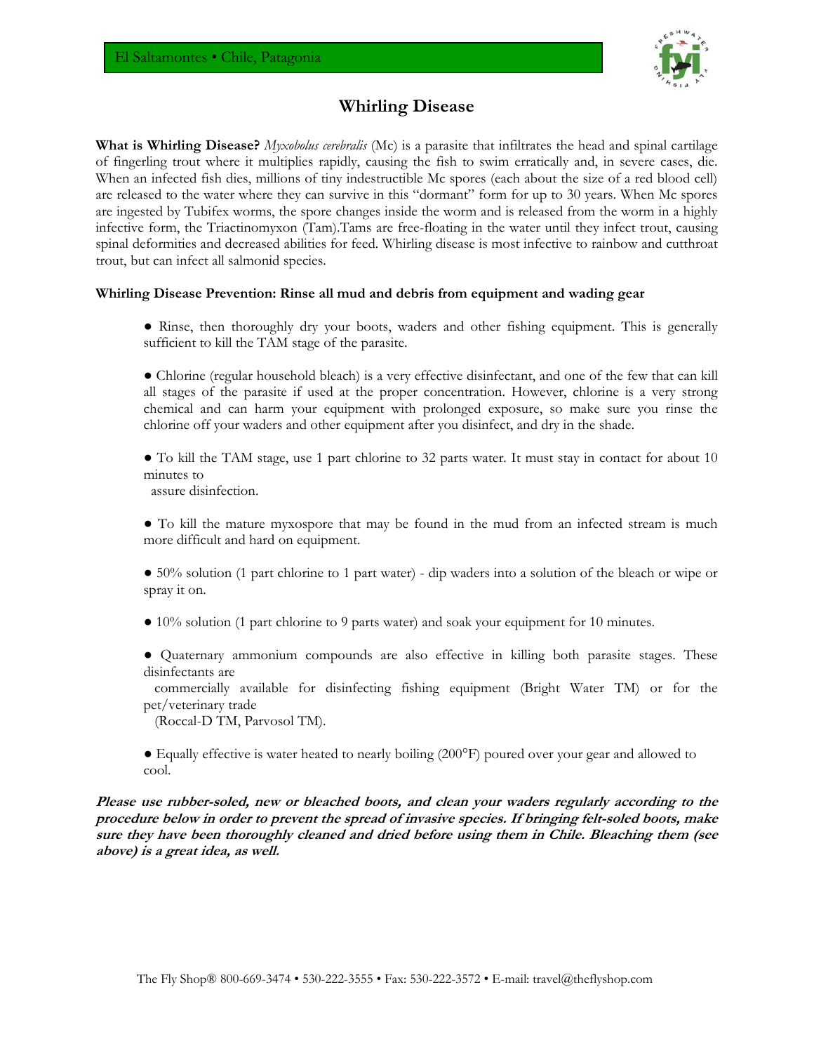# Whirling Disease

**What is Whirling Disease?** *Myxobolus cerebralis* (Mc) is a parasite that infiltrates the head and spinal cartilage of fingerling trout where it multiplies rapidly, causing the fish to swim erratically and, in severe cases, die. When an infected fish dies, millions of tiny indestructible Mc spores (each about the size of a red blood cell) are released to the water where they can survive in this "dormant" form for up to 30 years. When Mc spores are ingested by Tubifex worms, the spore changes inside the worm and is released from the worm in a highly infective form, the Triactinomyxon (Tam).Tams are free-floating in the water until they infect trout, causing spinal deformities and decreased abilities for feed. Whirling disease is most infective to rainbow and cutthroat trout, but can infect all salmonid species.

**Whirling Disease Prevention: Rinse all mud and debris from equipment and wading gear**

- Rinse, then thoroughly dry your boots, waders and other fishing equipment. This is generally sufficient to kill the TAM stage of the parasite.
- Chlorine (regular household bleach) is a very effective disinfectant, and one of the few that can kill all stages of the parasite if used at the proper concentration. However, chlorine is a very strong chemical and can harm your equipment with prolonged exposure, so make sure you rinse the chlorine off your waders and other equipment after you disinfect, and dry in the shade.
- To kill the TAM stage, use 1 part chlorine to 32 parts water. It must stay in contact for about 10 minutes to assure disinfection.
- To kill the mature myxospore that may be found in the mud from an infected stream is much more difficult and hard on equipment.
- 50% solution (1 part chlorine to 1 part water) - dip waders into a solution of the bleach or wipe or spray it on.
- 10% solution (1 part chlorine to 9 parts water) and soak your equipment for 10 minutes.
- Quaternary ammonium compounds are also effective in killing both parasite stages. These disinfectants are commercially available for disinfecting fishing equipment (Bright Water TM) or for the pet/veterinary trade (Roccal-D TM, Parvosol TM).
- Equally effective is water heated to nearly boiling (200°F) poured over your gear and allowed to cool.

***Please use rubber-soled, new or bleached boots, and clean your waders regularly according to the procedure below in order to prevent the spread of invasive species. If bringing felt-soled boots, make sure they have been thoroughly cleaned and dried before using them in Chile. Bleaching them (see above) is a great idea, as well.***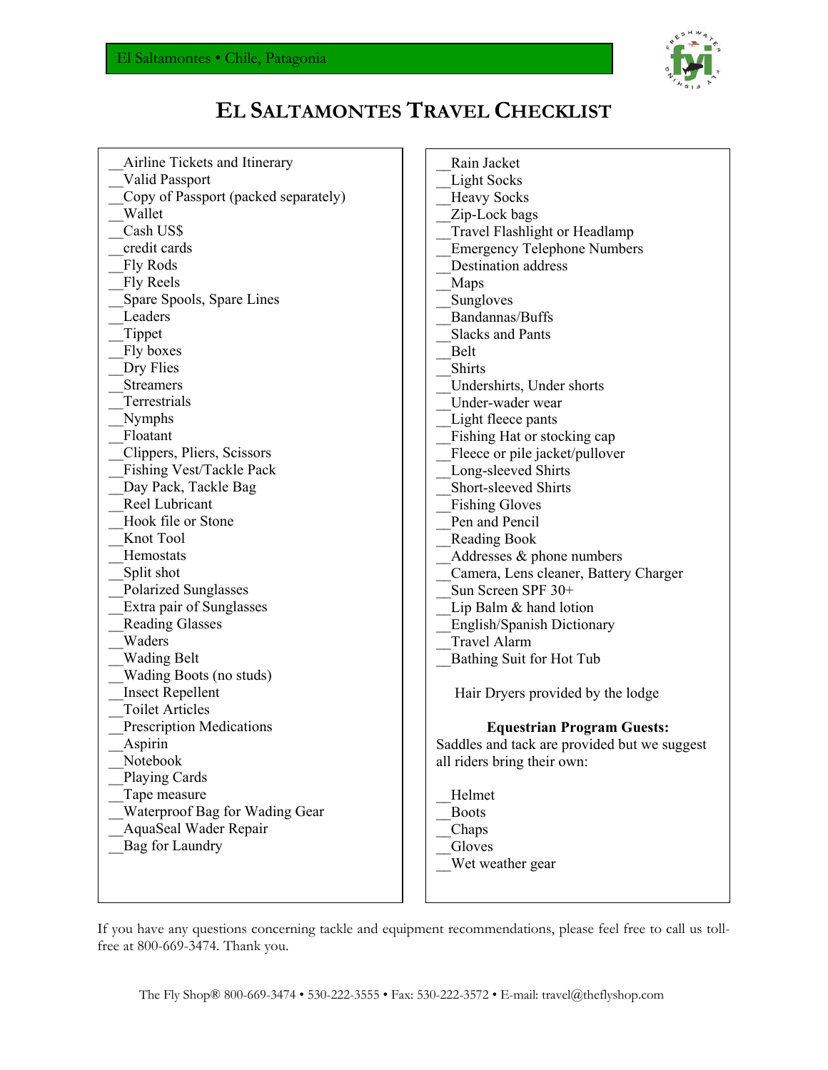# El Saltamontes Travel Checklist

__Airline Tickets and Itinerary
__Valid Passport
__Copy of Passport (packed separately)
__Wallet
__Cash US$
__credit cards
__Fly Rods
__Fly Reels
__Spare Spools, Spare Lines
__Leaders
__Tippet
__Fly boxes
__Dry Flies
__Streamers
__Terrestrials
__Nymphs
__Floatant
__Clippers, Pliers, Scissors
__Fishing Vest/Tackle Pack
__Day Pack, Tackle Bag
__Reel Lubricant
__Hook file or Stone
__Knot Tool
__Hemostats
__Split shot
__Polarized Sunglasses
__Extra pair of Sunglasses
__Reading Glasses
__Waders
__Wading Belt
__Wading Boots (no studs)
__Insect Repellent
__Toilet Articles
__Prescription Medications
__Aspirin
__Notebook
__Playing Cards
__Tape measure
__Waterproof Bag for Wading Gear
__AquaSeal Wader Repair
__Bag for Laundry

__Rain Jacket
__Light Socks
__Heavy Socks
__Zip-Lock bags
__Travel Flashlight or Headlamp
__Emergency Telephone Numbers
__Destination address
__Maps
__Sungloves
__Bandannas/Buffs
__Slacks and Pants
__Belt
__Shirts
__Undershirts, Under shorts
__Under-wader wear
__Light fleece pants
__Fishing Hat or stocking cap
__Fleece or pile jacket/pullover
__Long-sleeved Shirts
__Short-sleeved Shirts
__Fishing Gloves
__Pen and Pencil
__Reading Book
__Addresses & phone numbers
__Camera, Lens cleaner, Battery Charger
__Sun Screen SPF 30+
__Lip Balm & hand lotion
__English/Spanish Dictionary
__Travel Alarm
__Bathing Suit for Hot Tub

Hair Dryers provided by the lodge

**Equestrian Program Guests:**
Saddles and tack are provided but we suggest all riders bring their own:

__Helmet
__Boots
__Chaps
__Gloves
__Wet weather gear

If you have any questions concerning tackle and equipment recommendations, please feel free to call us toll-free at 800-669-3474. Thank you.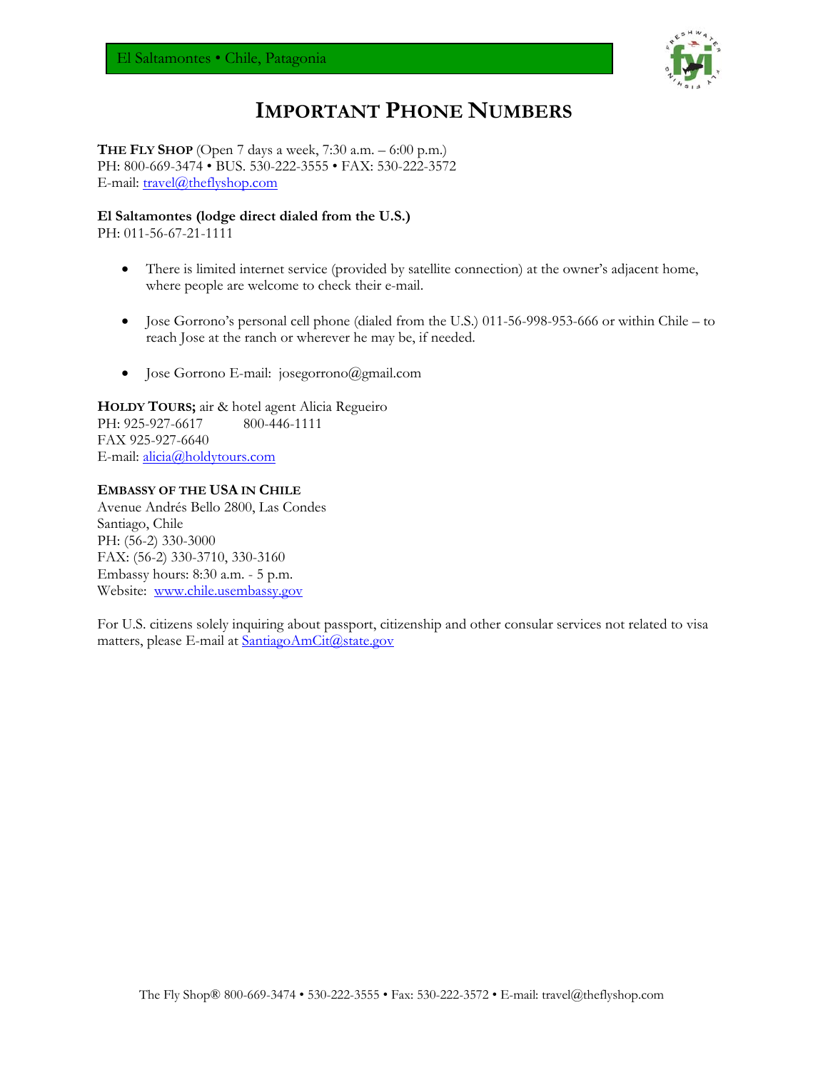# IMPORTANT PHONE NUMBERS

**THE FLY SHOP** (Open 7 days a week, 7:30 a.m. – 6:00 p.m.)
PH: 800-669-3474 • BUS. 530-222-3555 • FAX: 530-222-3572
E-mail: travel@theflyshop.com

**El Saltamontes (lodge direct dialed from the U.S.)**
PH: 011-56-67-21-1111

- There is limited internet service (provided by satellite connection) at the owner's adjacent home, where people are welcome to check their e-mail.
- Jose Gorrono's personal cell phone (dialed from the U.S.) 011-56-998-953-666 or within Chile – to reach Jose at the ranch or wherever he may be, if needed.
- Jose Gorrono E-mail: josegorrono@gmail.com

**HOLDY TOURS;** air & hotel agent Alicia Regueiro
PH: 925-927-6617 800-446-1111
FAX 925-927-6640
E-mail: alicia@holdytours.com

**EMBASSY OF THE USA IN CHILE**
Avenue Andrés Bello 2800, Las Condes
Santiago, Chile
PH: (56-2) 330-3000
FAX: (56-2) 330-3710, 330-3160
Embassy hours: 8:30 a.m. - 5 p.m.
Website: www.chile.usembassy.gov

For U.S. citizens solely inquiring about passport, citizenship and other consular services not related to visa matters, please E-mail at SantiagoAmCit@state.gov